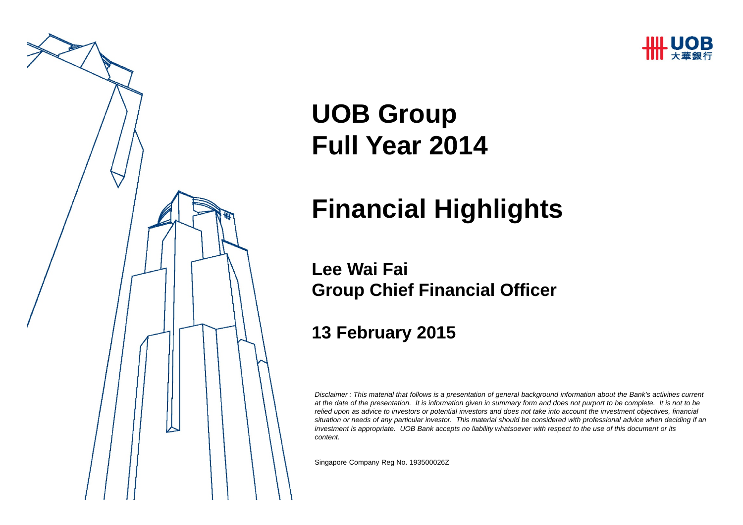UOB 大華銀行

# UOB Group
# Full Year 2014

# Financial Highlights

## Lee Wai Fai
## Group Chief Financial Officer

## 13 February 2015

*Disclaimer : This material that follows is a presentation of general background information about the Bank's activities current at the date of the presentation. It is information given in summary form and does not purport to be complete. It is not to be relied upon as advice to investors or potential investors and does not take into account the investment objectives, financial situation or needs of any particular investor. This material should be considered with professional advice when deciding if an investment is appropriate. UOB Bank accepts no liability whatsoever with respect to the use of this document or its content.*

Singapore Company Reg No. 193500026Z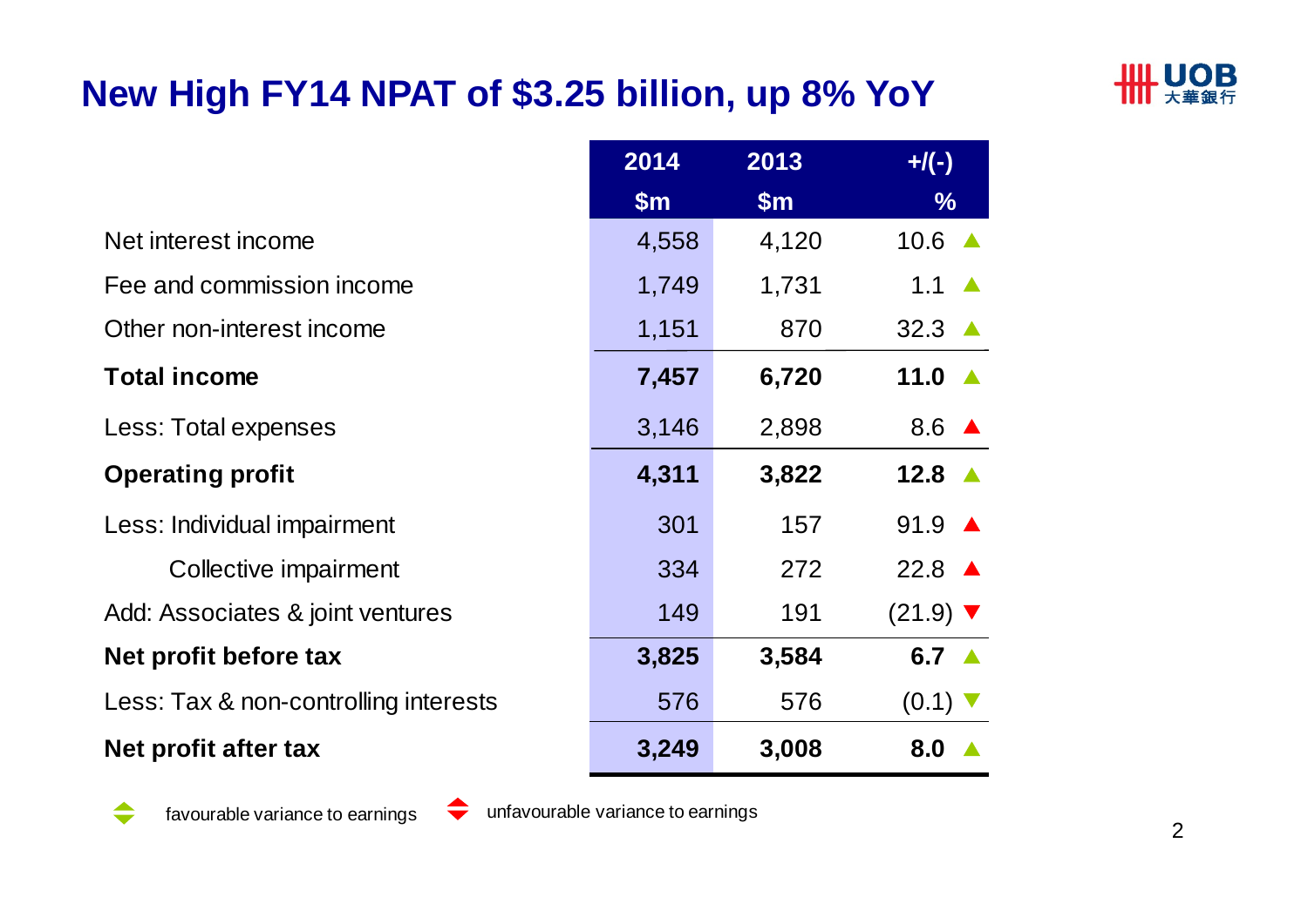# New High FY14 NPAT of $3.25 billion, up 8% YoY

| | 2014<br>$m | 2013<br>$m | +/(-)<br>% |
|---|---|---|---|
| Net interest income | 4,558 | 4,120 | 10.6 ▲ |
| Fee and commission income | 1,749 | 1,731 | 1.1 ▲ |
| Other non-interest income | 1,151 | 870 | 32.3 ▲ |
| **Total income** | **7,457** | **6,720** | **11.0** ▲ |
| Less: Total expenses | 3,146 | 2,898 | 8.6 ▲ |
| **Operating profit** | **4,311** | **3,822** | **12.8** ▲ |
| Less: Individual impairment | 301 | 157 | 91.9 ▲ |
| Collective impairment | 334 | 272 | 22.8 ▲ |
| Add: Associates & joint ventures | 149 | 191 | (21.9) ▼ |
| **Net profit before tax** | **3,825** | **3,584** | **6.7** ▲ |
| Less: Tax & non-controlling interests | 576 | 576 | (0.1) ▼ |
| **Net profit after tax** | **3,249** | **3,008** | **8.0** ▲ |

Green ▲/▼: favourable variance to earnings; Red ▲/▼: unfavourable variance to earnings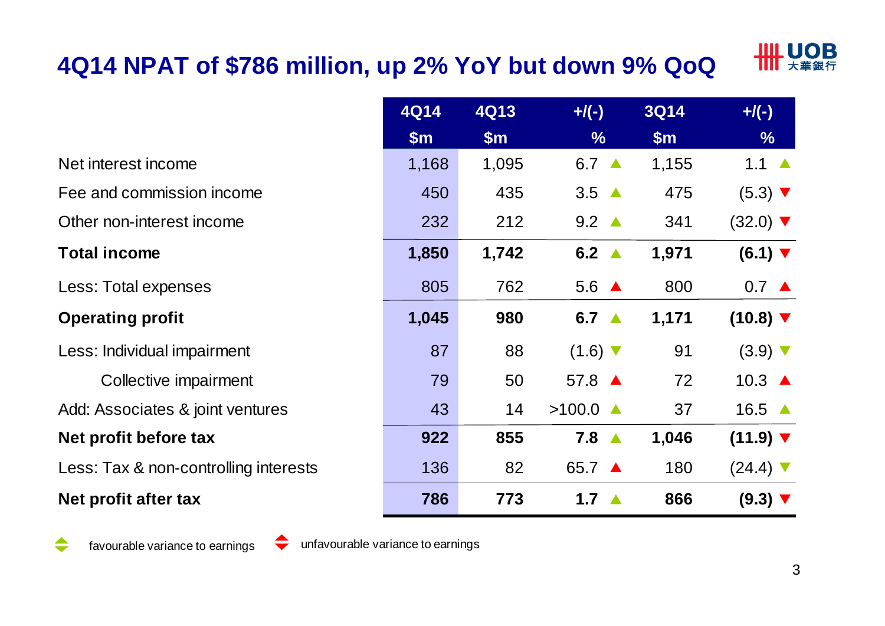# 4Q14 NPAT of $786 million, up 2% YoY but down 9% QoQ

| | 4Q14 $m | 4Q13 $m | +/(-) % | 3Q14 $m | +/(-) % |
|---|---|---|---|---|---|
| Net interest income | 1,168 | 1,095 | 6.7 ▲ | 1,155 | 1.1 ▲ |
| Fee and commission income | 450 | 435 | 3.5 ▲ | 475 | (5.3) ▼ |
| Other non-interest income | 232 | 212 | 9.2 ▲ | 341 | (32.0) ▼ |
| **Total income** | **1,850** | **1,742** | **6.2** ▲ | **1,971** | **(6.1)** ▼ |
| Less: Total expenses | 805 | 762 | 5.6 ▲ | 800 | 0.7 ▲ |
| **Operating profit** | **1,045** | **980** | **6.7** ▲ | **1,171** | **(10.8)** ▼ |
| Less: Individual impairment | 87 | 88 | (1.6) ▼ | 91 | (3.9) ▼ |
| Collective impairment | 79 | 50 | 57.8 ▲ | 72 | 10.3 ▲ |
| Add: Associates & joint ventures | 43 | 14 | >100.0 ▲ | 37 | 16.5 ▲ |
| **Net profit before tax** | **922** | **855** | **7.8** ▲ | **1,046** | **(11.9)** ▼ |
| Less: Tax & non-controlling interests | 136 | 82 | 65.7 ▲ | 180 | (24.4) ▼ |
| **Net profit after tax** | **786** | **773** | **1.7** ▲ | **866** | **(9.3)** ▼ |

Green ▲▼ favourable variance to earnings; Red ▲▼ unfavourable variance to earnings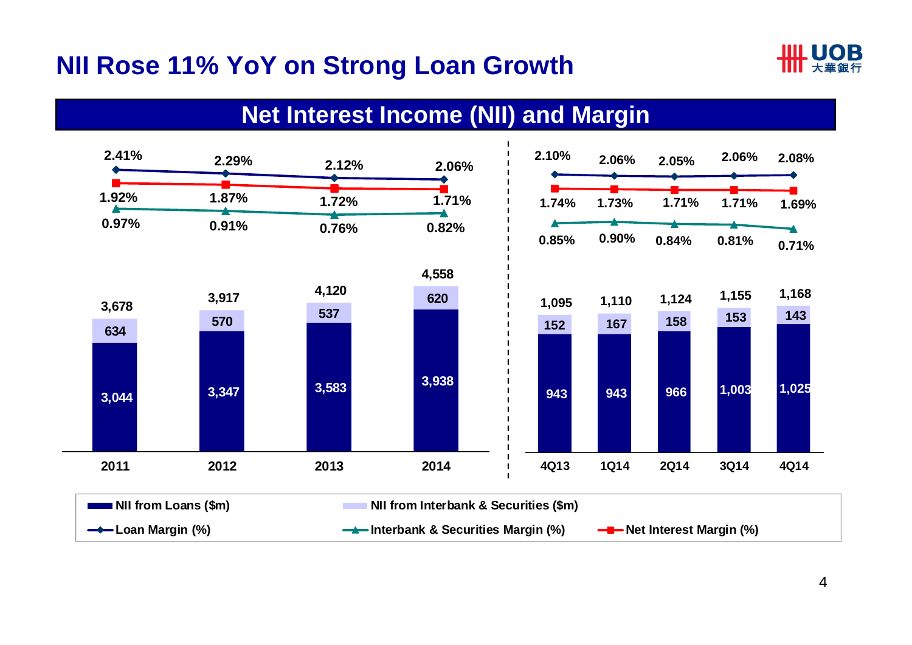# NII Rose 11% YoY on Strong Loan Growth

## Net Interest Income (NII) and Margin

| | 2011 | 2012 | 2013 | 2014 |
|---|---|---|---|---|
| NII from Loans ($m) | 3,044 | 3,347 | 3,583 | 3,938 |
| NII from Interbank & Securities ($m) | 634 | 570 | 537 | 620 |
| Total NII ($m) | 3,678 | 3,917 | 4,120 | 4,558 |
| Loan Margin (%) | 2.41% | 2.29% | 2.12% | 2.06% |
| Net Interest Margin (%) | 1.92% | 1.87% | 1.72% | 1.71% |
| Interbank & Securities Margin (%) | 0.97% | 0.91% | 0.76% | 0.82% |

| | 4Q13 | 1Q14 | 2Q14 | 3Q14 | 4Q14 |
|---|---|---|---|---|---|
| NII from Loans ($m) | 943 | 943 | 966 | 1,003 | 1,025 |
| NII from Interbank & Securities ($m) | 152 | 167 | 158 | 153 | 143 |
| Total NII ($m) | 1,095 | 1,110 | 1,124 | 1,155 | 1,168 |
| Loan Margin (%) | 2.10% | 2.06% | 2.05% | 2.06% | 2.08% |
| Net Interest Margin (%) | 1.74% | 1.73% | 1.71% | 1.71% | 1.69% |
| Interbank & Securities Margin (%) | 0.85% | 0.90% | 0.84% | 0.81% | 0.71% |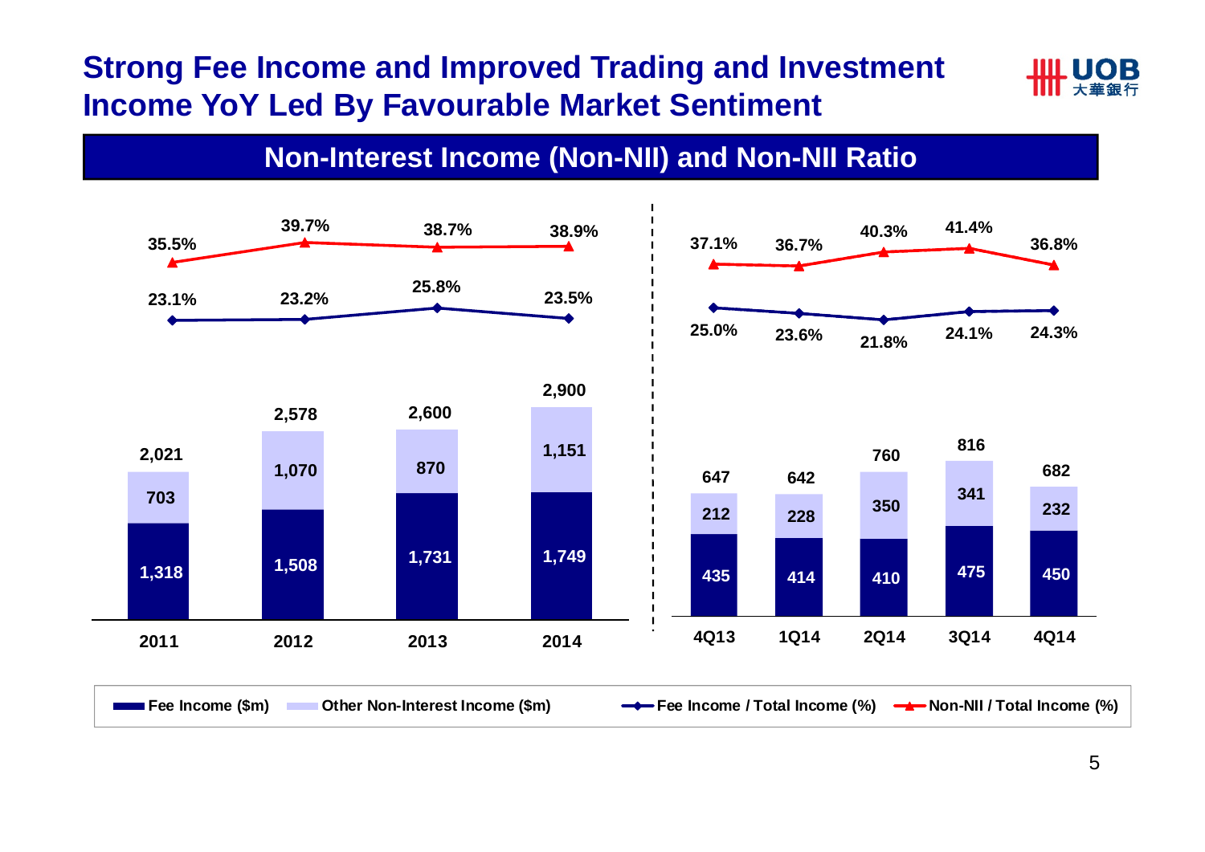# Strong Fee Income and Improved Trading and Investment Income YoY Led By Favourable Market Sentiment

## Non-Interest Income (Non-NII) and Non-NII Ratio

| | 2011 | 2012 | 2013 | 2014 |
|---|---|---|---|---|
| Fee Income ($m) | 1,318 | 1,508 | 1,731 | 1,749 |
| Other Non-Interest Income ($m) | 703 | 1,070 | 870 | 1,151 |
| Total ($m) | 2,021 | 2,578 | 2,600 | 2,900 |
| Fee Income / Total Income (%) | 23.1% | 23.2% | 25.8% | 23.5% |
| Non-NII / Total Income (%) | 35.5% | 39.7% | 38.7% | 38.9% |

| | 4Q13 | 1Q14 | 2Q14 | 3Q14 | 4Q14 |
|---|---|---|---|---|---|
| Fee Income ($m) | 435 | 414 | 410 | 475 | 450 |
| Other Non-Interest Income ($m) | 212 | 228 | 350 | 341 | 232 |
| Total ($m) | 647 | 642 | 760 | 816 | 682 |
| Fee Income / Total Income (%) | 25.0% | 23.6% | 21.8% | 24.1% | 24.3% |
| Non-NII / Total Income (%) | 37.1% | 36.7% | 40.3% | 41.4% | 36.8% |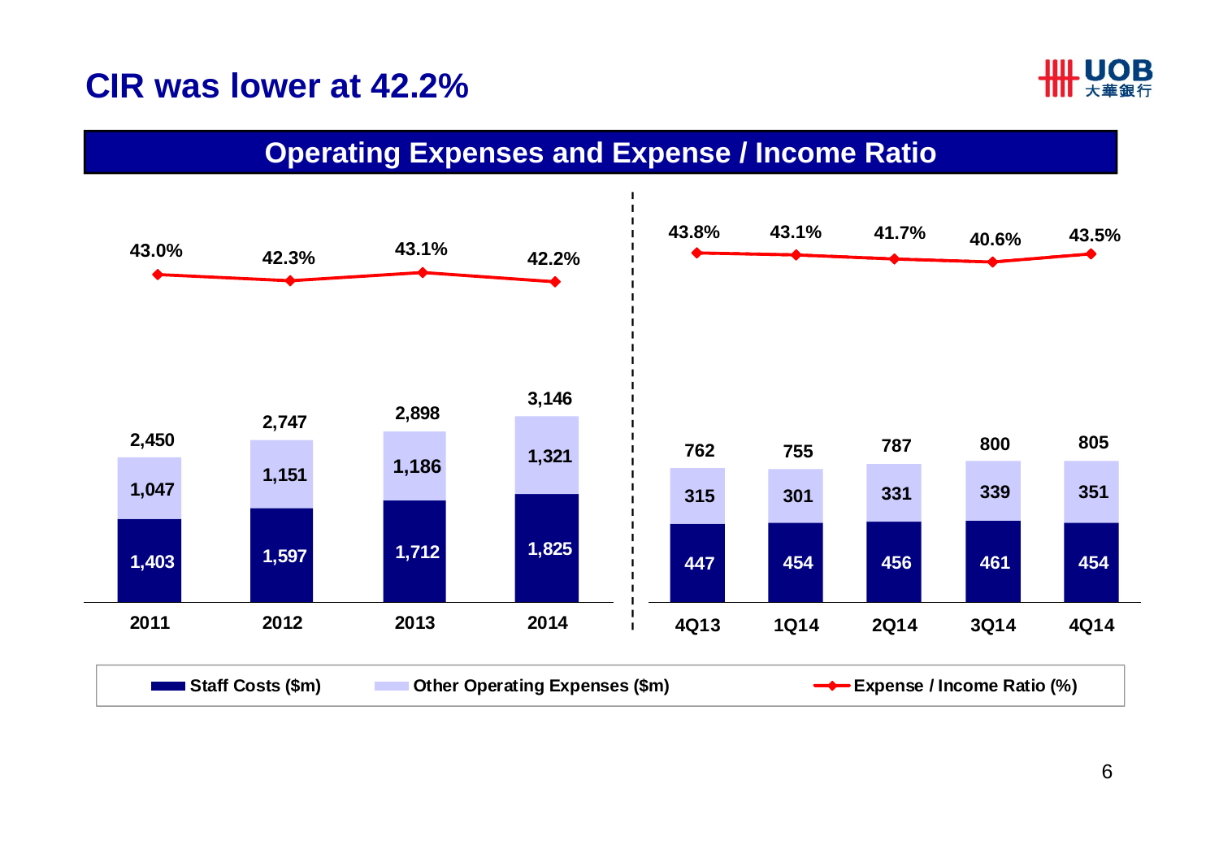# CIR was lower at 42.2%

## Operating Expenses and Expense / Income Ratio

| Period | Staff Costs ($m) | Other Operating Expenses ($m) | Total ($m) | Expense / Income Ratio (%) |
|---|---|---|---|---|
| 2011 | 1,403 | 1,047 | 2,450 | 43.0% |
| 2012 | 1,597 | 1,151 | 2,747 | 42.3% |
| 2013 | 1,712 | 1,186 | 2,898 | 43.1% |
| 2014 | 1,825 | 1,321 | 3,146 | 42.2% |
| 4Q13 | 447 | 315 | 762 | 43.8% |
| 1Q14 | 454 | 301 | 755 | 43.1% |
| 2Q14 | 456 | 331 | 787 | 41.7% |
| 3Q14 | 461 | 339 | 800 | 40.6% |
| 4Q14 | 454 | 351 | 805 | 43.5% |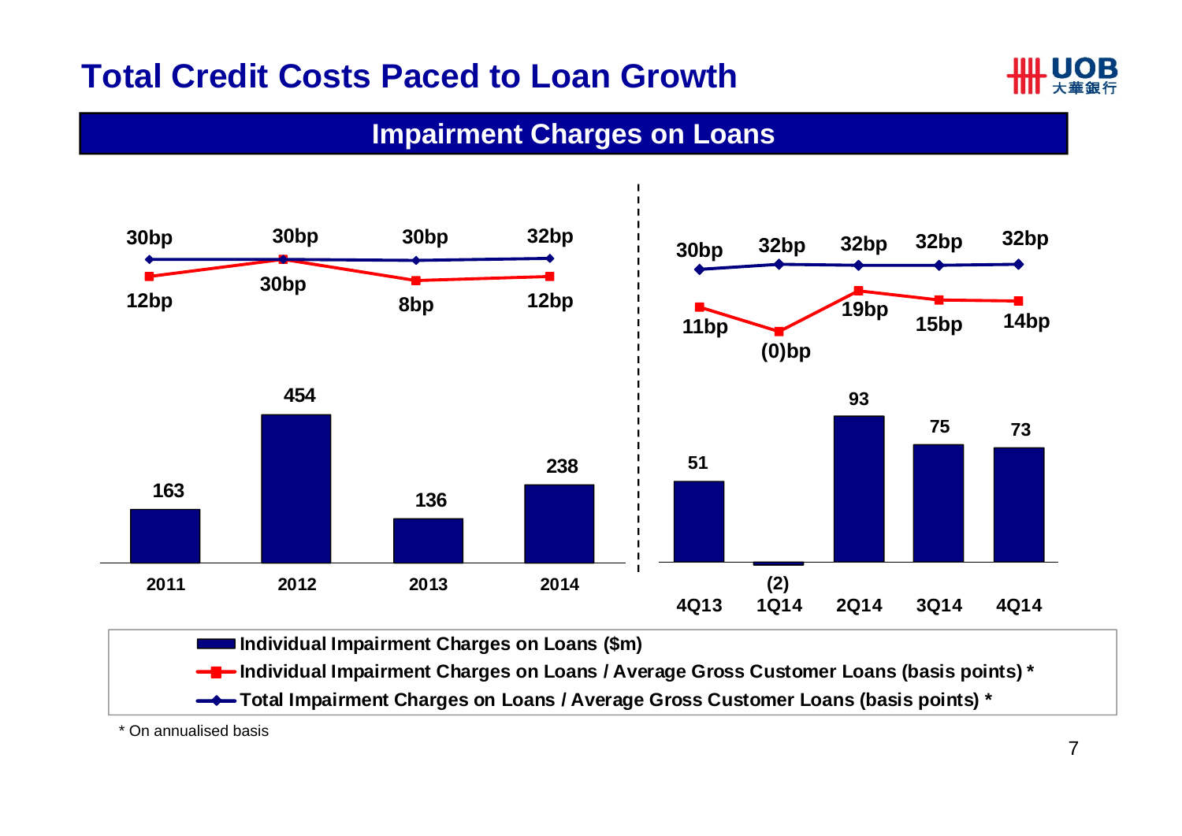# Total Credit Costs Paced to Loan Growth

## Impairment Charges on Loans

| | 2011 | 2012 | 2013 | 2014 | 4Q13 | 1Q14 | 2Q14 | 3Q14 | 4Q14 |
|---|---|---|---|---|---|---|---|---|---|
| Individual Impairment Charges on Loans ($m) | 163 | 454 | 136 | 238 | 51 | (2) | 93 | 75 | 73 |
| Individual Impairment Charges on Loans / Average Gross Customer Loans (basis points) * | 12bp | 30bp | 8bp | 12bp | 11bp | (0)bp | 19bp | 15bp | 14bp |
| Total Impairment Charges on Loans / Average Gross Customer Loans (basis points) * | 30bp | 30bp | 30bp | 32bp | 30bp | 32bp | 32bp | 32bp | 32bp |

\* On annualised basis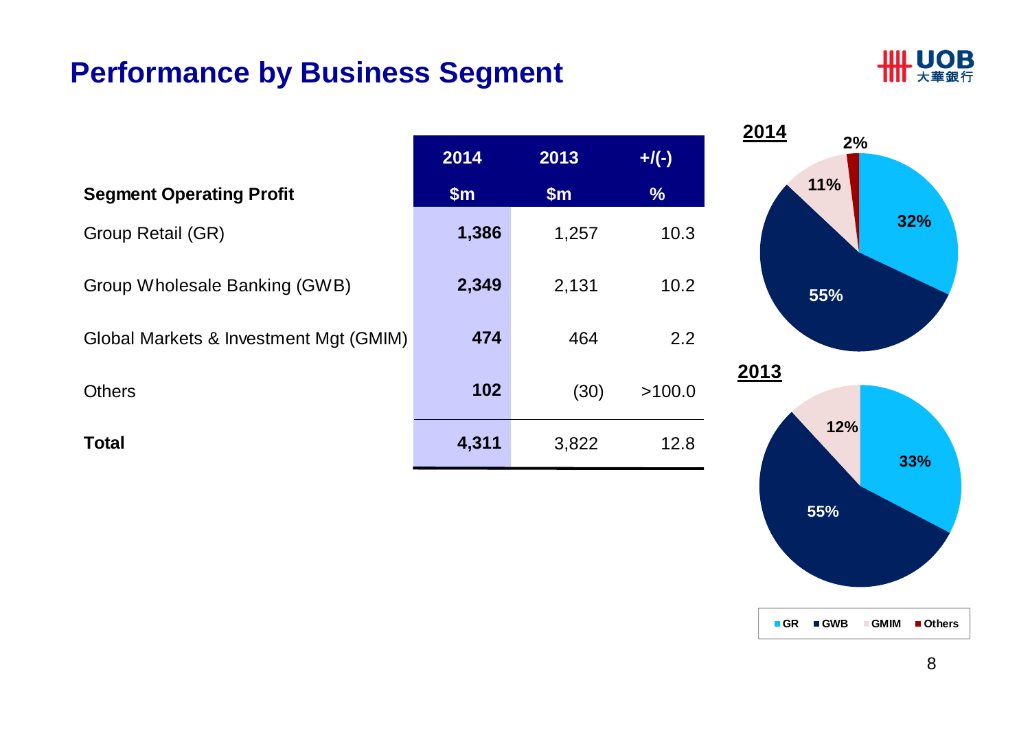# Performance by Business Segment

| Segment Operating Profit | 2014 $m | 2013 $m | +/(-) % |
|---|---|---|---|
| Group Retail (GR) | **1,386** | 1,257 | 10.3 |
| Group Wholesale Banking (GWB) | **2,349** | 2,131 | 10.2 |
| Global Markets & Investment Mgt (GMIM) | **474** | 464 | 2.2 |
| Others | **102** | (30) | >100.0 |
| **Total** | **4,311** | 3,822 | 12.8 |

**2014**

- GR: 32%
- GWB: 55%
- GMIM: 11%
- Others: 2%

**2013**

- GR: 33%
- GWB: 55%
- GMIM: 12%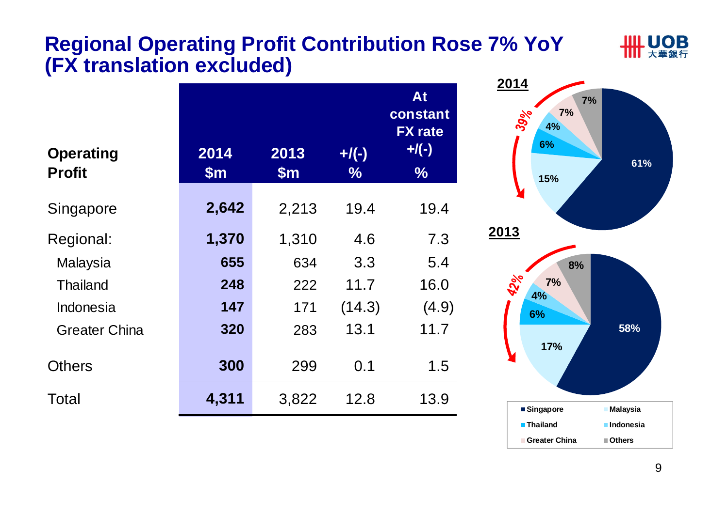# Regional Operating Profit Contribution Rose 7% YoY (FX translation excluded)

| Operating Profit | 2014 $m | 2013 $m | +/(-) % | At constant FX rate +/(-) % |
|---|---|---|---|---|
| Singapore | **2,642** | 2,213 | 19.4 | 19.4 |
| Regional: | **1,370** | 1,310 | 4.6 | 7.3 |
| Malaysia | **655** | 634 | 3.3 | 5.4 |
| Thailand | **248** | 222 | 11.7 | 16.0 |
| Indonesia | **147** | 171 | (14.3) | (4.9) |
| Greater China | **320** | 283 | 13.1 | 11.7 |
| Others | **300** | 299 | 0.1 | 1.5 |
| Total | **4,311** | 3,822 | 12.8 | 13.9 |

**2014**

- Singapore: 61%
- Malaysia: 15%
- Thailand: 6%
- Indonesia: 4%
- Greater China: 7%
- Others: 7%
- Regional (excluding Others): 39%

**2013**

- Singapore: 58%
- Malaysia: 17%
- Thailand: 6%
- Indonesia: 4%
- Greater China: 7%
- Others: 8%
- Regional (excluding Others): 42%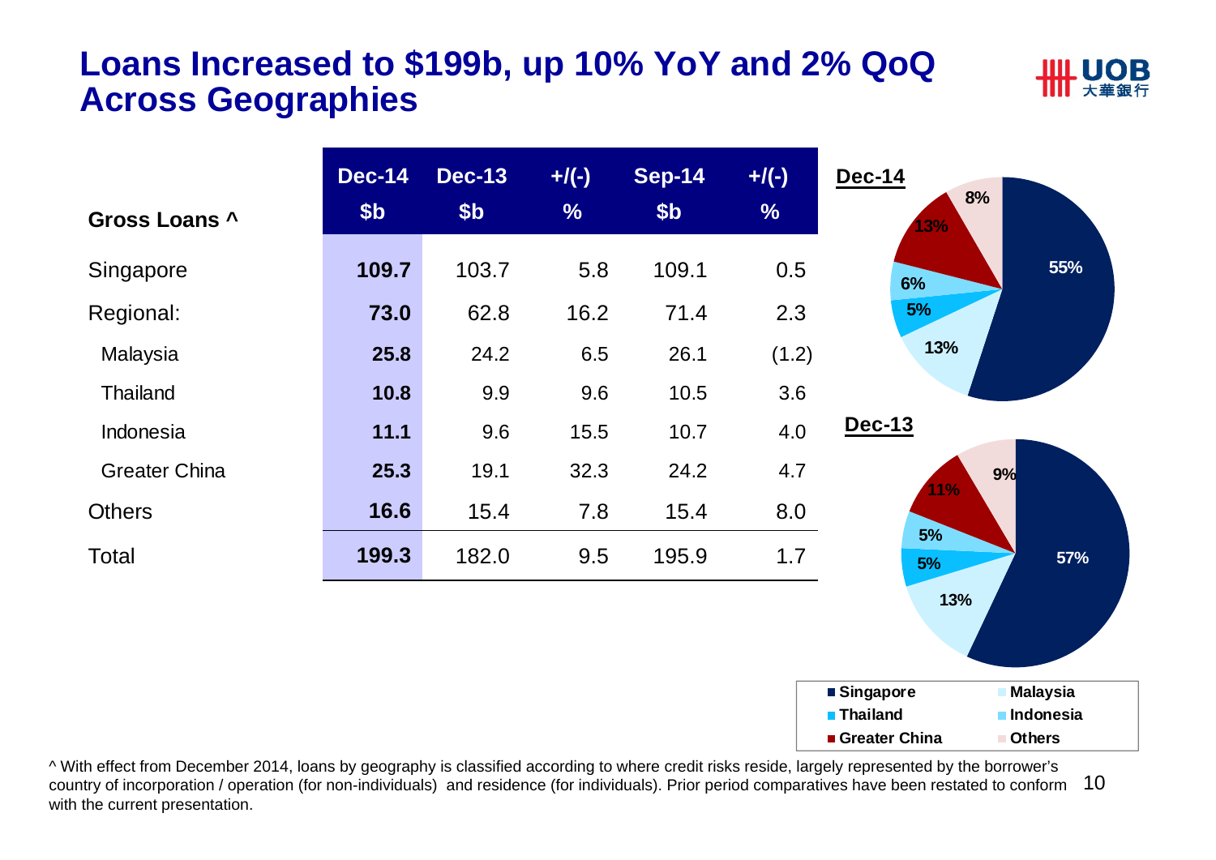# Loans Increased to $199b, up 10% YoY and 2% QoQ Across Geographies

| Gross Loans ^ | Dec-14 $b | Dec-13 $b | +/(-) % | Sep-14 $b | +/(-) % |
|---|---|---|---|---|---|
| Singapore | **109.7** | 103.7 | 5.8 | 109.1 | 0.5 |
| Regional: | **73.0** | 62.8 | 16.2 | 71.4 | 2.3 |
| Malaysia | **25.8** | 24.2 | 6.5 | 26.1 | (1.2) |
| Thailand | **10.8** | 9.9 | 9.6 | 10.5 | 3.6 |
| Indonesia | **11.1** | 9.6 | 15.5 | 10.7 | 4.0 |
| Greater China | **25.3** | 19.1 | 32.3 | 24.2 | 4.7 |
| Others | **16.6** | 15.4 | 7.8 | 15.4 | 8.0 |
| Total | **199.3** | 182.0 | 9.5 | 195.9 | 1.7 |

**Dec-14**

| Singapore | Malaysia | Thailand | Indonesia | Greater China | Others |
|---|---|---|---|---|---|
| 55% | 13% | 5% | 6% | 13% | 8% |

**Dec-13**

| Singapore | Malaysia | Thailand | Indonesia | Greater China | Others |
|---|---|---|---|---|---|
| 57% | 13% | 5% | 5% | 11% | 9% |

^ With effect from December 2014, loans by geography is classified according to where credit risks reside, largely represented by the borrower's country of incorporation / operation (for non-individuals) and residence (for individuals). Prior period comparatives have been restated to conform with the current presentation.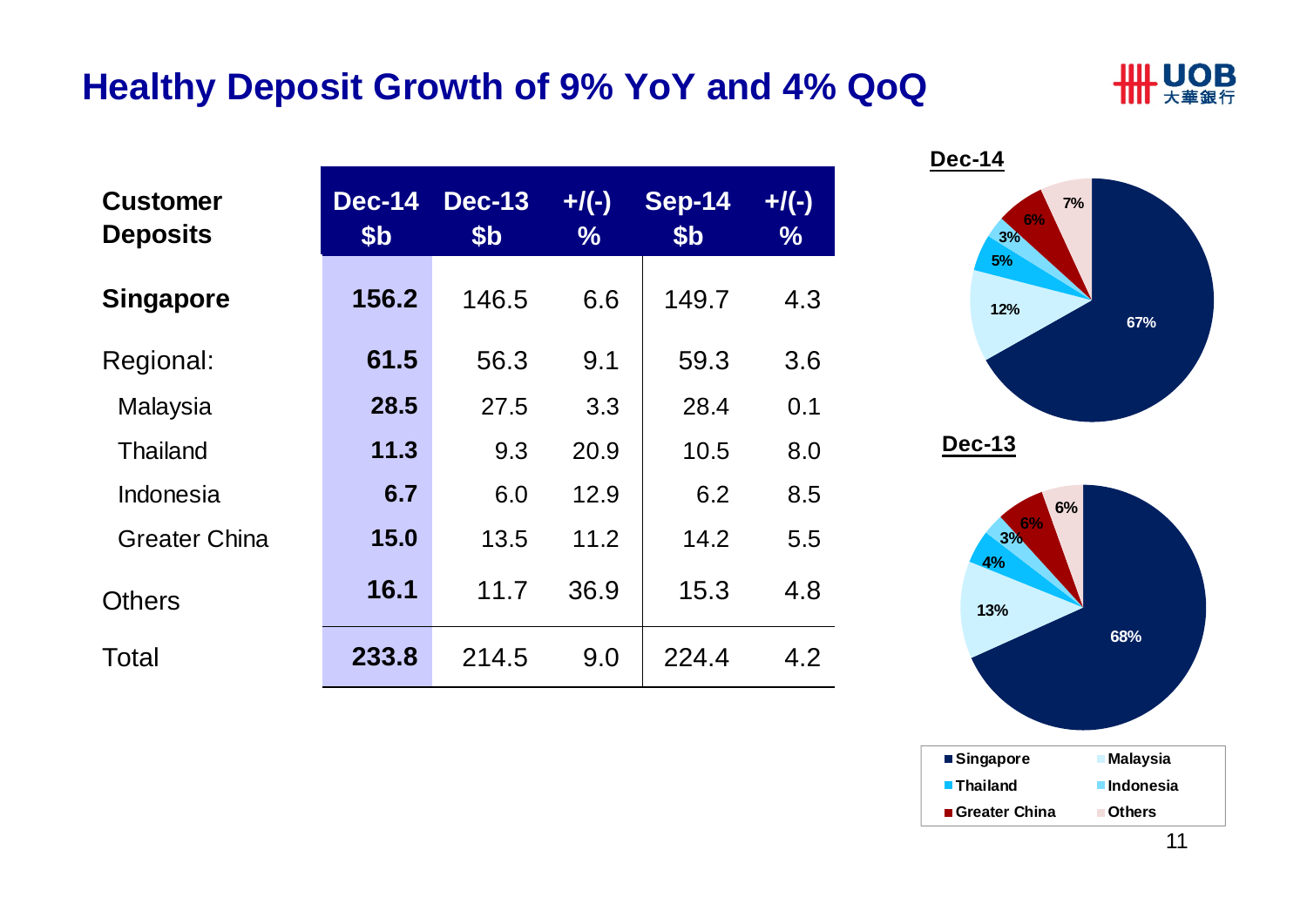# Healthy Deposit Growth of 9% YoY and 4% QoQ

| Customer Deposits | Dec-14 $b | Dec-13 $b | +/(-) % | Sep-14 $b | +/(-) % |
|---|---|---|---|---|---|
| **Singapore** | **156.2** | 146.5 | 6.6 | 149.7 | 4.3 |
| Regional: | **61.5** | 56.3 | 9.1 | 59.3 | 3.6 |
| Malaysia | **28.5** | 27.5 | 3.3 | 28.4 | 0.1 |
| Thailand | **11.3** | 9.3 | 20.9 | 10.5 | 8.0 |
| Indonesia | **6.7** | 6.0 | 12.9 | 6.2 | 8.5 |
| Greater China | **15.0** | 13.5 | 11.2 | 14.2 | 5.5 |
| Others | **16.1** | 11.7 | 36.9 | 15.3 | 4.8 |
| Total | **233.8** | 214.5 | 9.0 | 224.4 | 4.2 |

**Dec-14**

| Singapore | Malaysia | Thailand | Indonesia | Greater China | Others |
|---|---|---|---|---|---|
| 67% | 12% | 5% | 3% | 6% | 7% |

**Dec-13**

| Singapore | Malaysia | Thailand | Indonesia | Greater China | Others |
|---|---|---|---|---|---|
| 68% | 13% | 4% | 3% | 6% | 6% |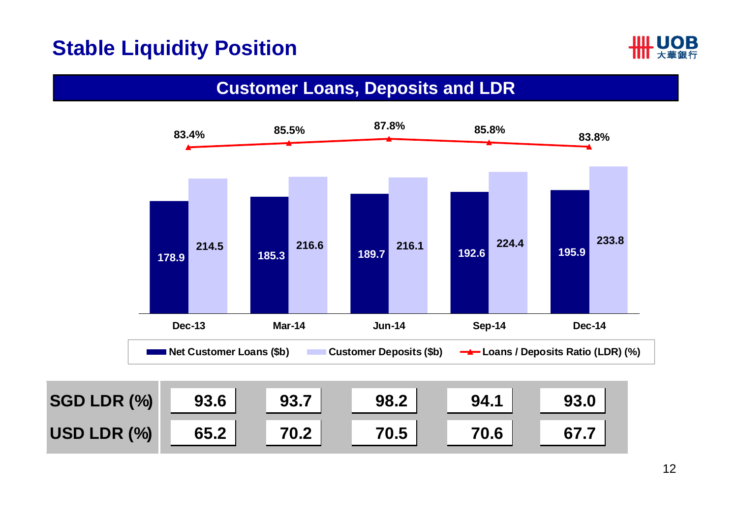# Stable Liquidity Position

## Customer Loans, Deposits and LDR

| | Dec-13 | Mar-14 | Jun-14 | Sep-14 | Dec-14 |
|---|---|---|---|---|---|
| Net Customer Loans ($b) | 178.9 | 185.3 | 189.7 | 192.6 | 195.9 |
| Customer Deposits ($b) | 214.5 | 216.6 | 216.1 | 224.4 | 233.8 |
| Loans / Deposits Ratio (LDR) (%) | 83.4% | 85.5% | 87.8% | 85.8% | 83.8% |

| | Dec-13 | Mar-14 | Jun-14 | Sep-14 | Dec-14 |
|---|---|---|---|---|---|
| SGD LDR (%) | 93.6 | 93.7 | 98.2 | 94.1 | 93.0 |
| USD LDR (%) | 65.2 | 70.2 | 70.5 | 70.6 | 67.7 |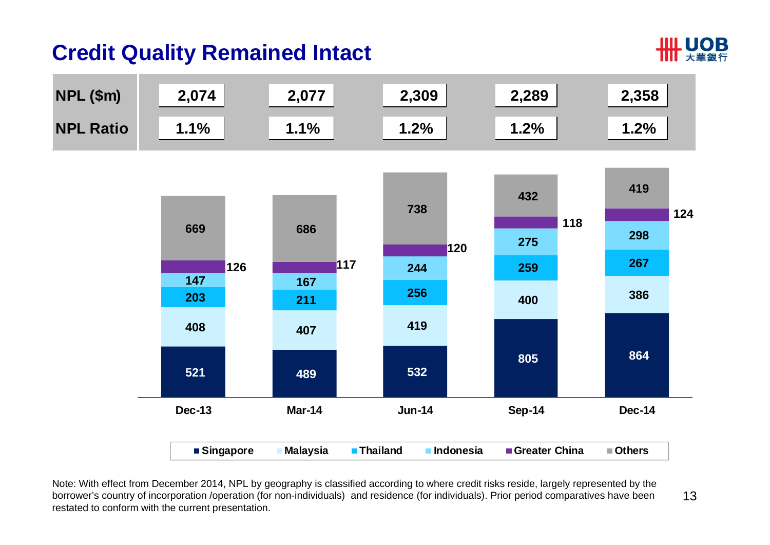# Credit Quality Remained Intact

| | Dec-13 | Mar-14 | Jun-14 | Sep-14 | Dec-14 |
|---|---|---|---|---|---|
| NPL ($m) | 2,074 | 2,077 | 2,309 | 2,289 | 2,358 |
| NPL Ratio | 1.1% | 1.1% | 1.2% | 1.2% | 1.2% |

| | Dec-13 | Mar-14 | Jun-14 | Sep-14 | Dec-14 |
|---|---|---|---|---|---|
| Singapore | 521 | 489 | 532 | 805 | 864 |
| Malaysia | 408 | 407 | 419 | 400 | 386 |
| Thailand | 203 | 211 | 256 | 259 | 267 |
| Indonesia | 147 | 167 | 244 | 275 | 298 |
| Greater China | 126 | 117 | 120 | 118 | 124 |
| Others | 669 | 686 | 738 | 432 | 419 |

Note: With effect from December 2014, NPL by geography is classified according to where credit risks reside, largely represented by the borrower's country of incorporation /operation (for non-individuals) and residence (for individuals). Prior period comparatives have been restated to conform with the current presentation.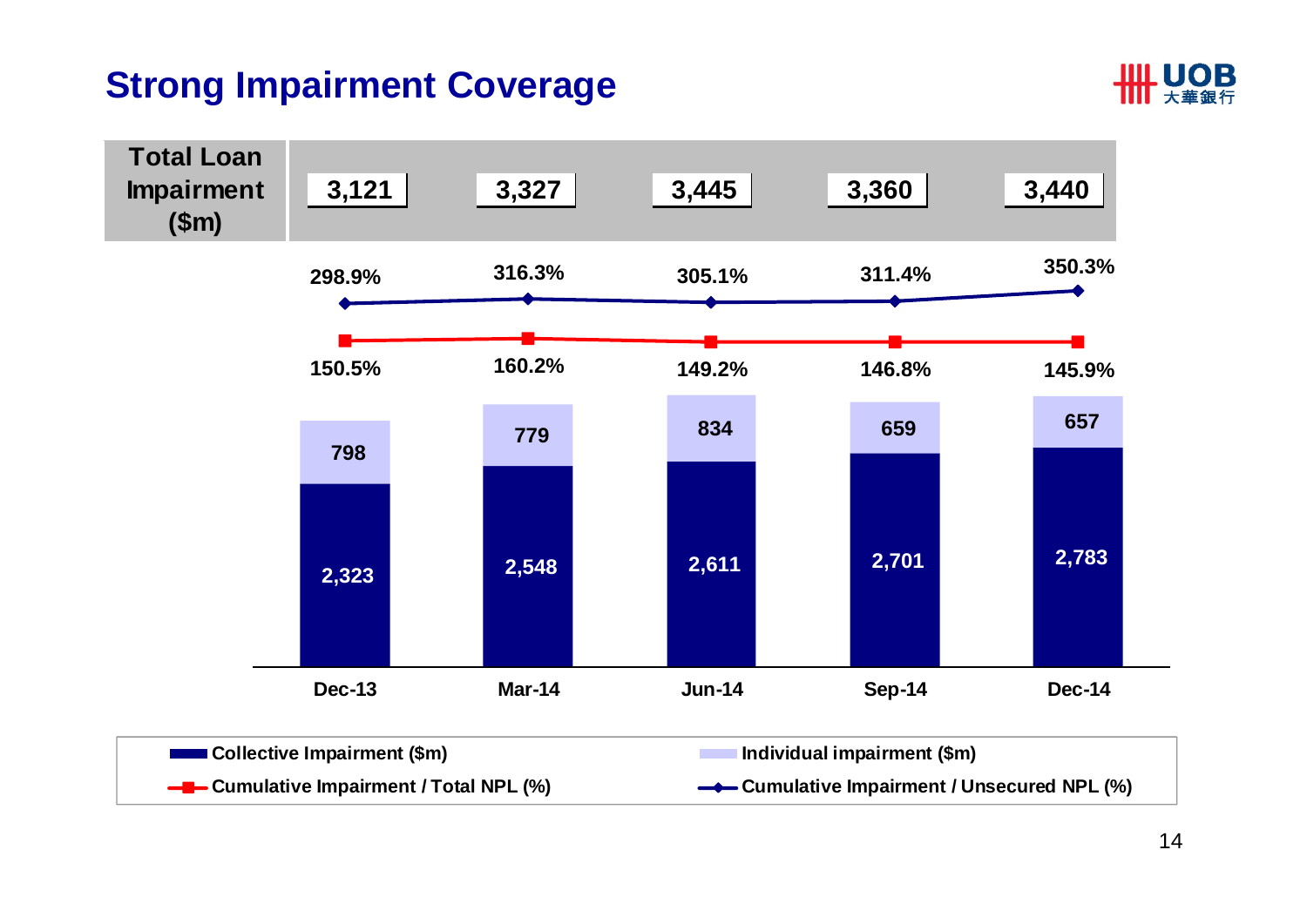# Strong Impairment Coverage

| | Dec-13 | Mar-14 | Jun-14 | Sep-14 | Dec-14 |
|---|---|---|---|---|---|
| Total Loan Impairment ($m) | 3,121 | 3,327 | 3,445 | 3,360 | 3,440 |
| Cumulative Impairment / Unsecured NPL (%) | 298.9% | 316.3% | 305.1% | 311.4% | 350.3% |
| Cumulative Impairment / Total NPL (%) | 150.5% | 160.2% | 149.2% | 146.8% | 145.9% |
| Individual impairment ($m) | 798 | 779 | 834 | 659 | 657 |
| Collective Impairment ($m) | 2,323 | 2,548 | 2,611 | 2,701 | 2,783 |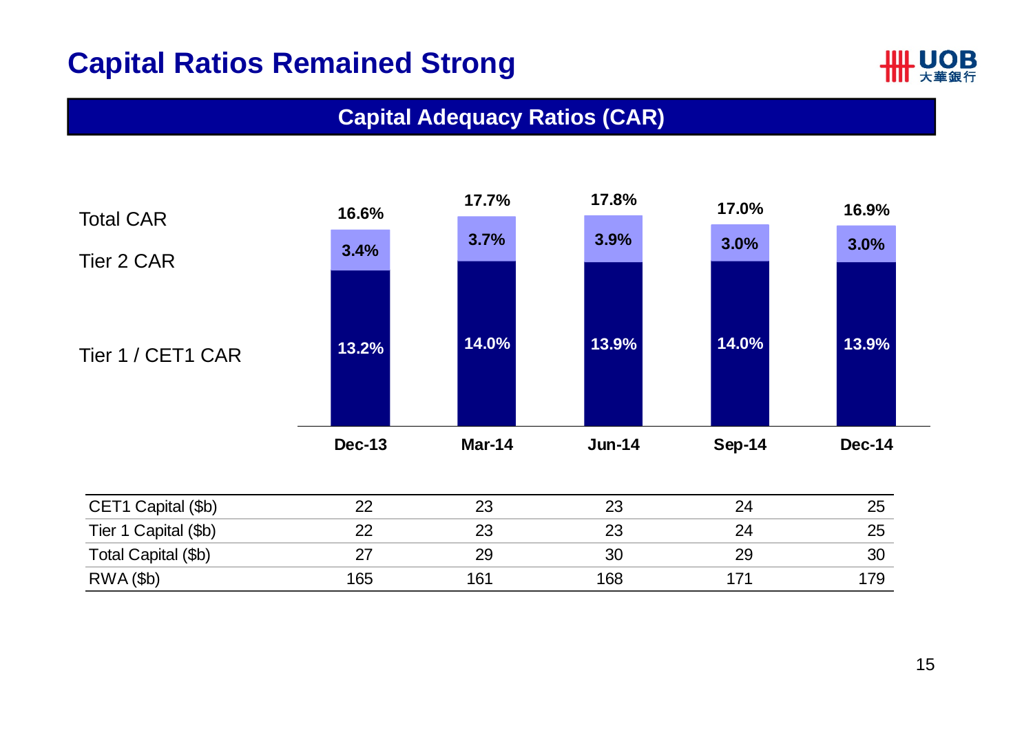# Capital Ratios Remained Strong

## Capital Adequacy Ratios (CAR)

| | Dec-13 | Mar-14 | Jun-14 | Sep-14 | Dec-14 |
|---|---|---|---|---|---|
| Total CAR | 16.6% | 17.7% | 17.8% | 17.0% | 16.9% |
| Tier 2 CAR | 3.4% | 3.7% | 3.9% | 3.0% | 3.0% |
| Tier 1 / CET1 CAR | 13.2% | 14.0% | 13.9% | 14.0% | 13.9% |

| | | | | | |
|---|---|---|---|---|---|
| CET1 Capital ($b) | 22 | 23 | 23 | 24 | 25 |
| Tier 1 Capital ($b) | 22 | 23 | 23 | 24 | 25 |
| Total Capital ($b) | 27 | 29 | 30 | 29 | 30 |
| RWA ($b) | 165 | 161 | 168 | 171 | 179 |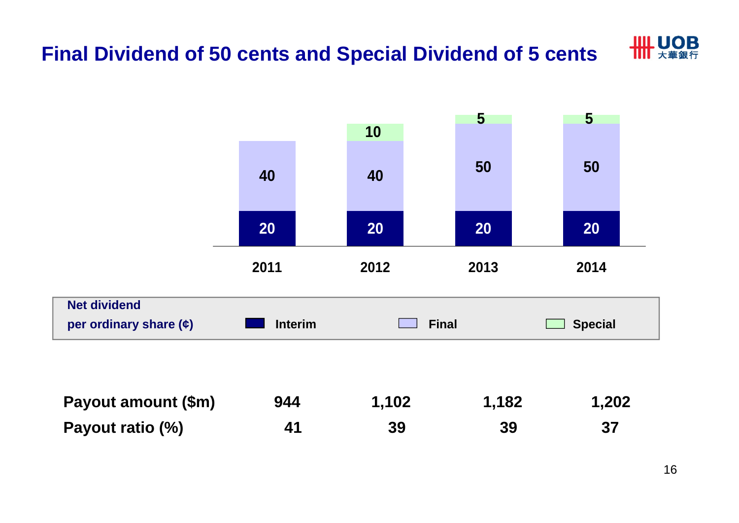# Final Dividend of 50 cents and Special Dividend of 5 cents

| Net dividend per ordinary share (¢) | 2011 | 2012 | 2013 | 2014 |
|---|---|---|---|---|
| Interim | 20 | 20 | 20 | 20 |
| Final | 40 | 40 | 50 | 50 |
| Special | | 10 | 5 | 5 |

| | 2011 | 2012 | 2013 | 2014 |
|---|---|---|---|---|
| Payout amount ($m) | 944 | 1,102 | 1,182 | 1,202 |
| Payout ratio (%) | 41 | 39 | 39 | 37 |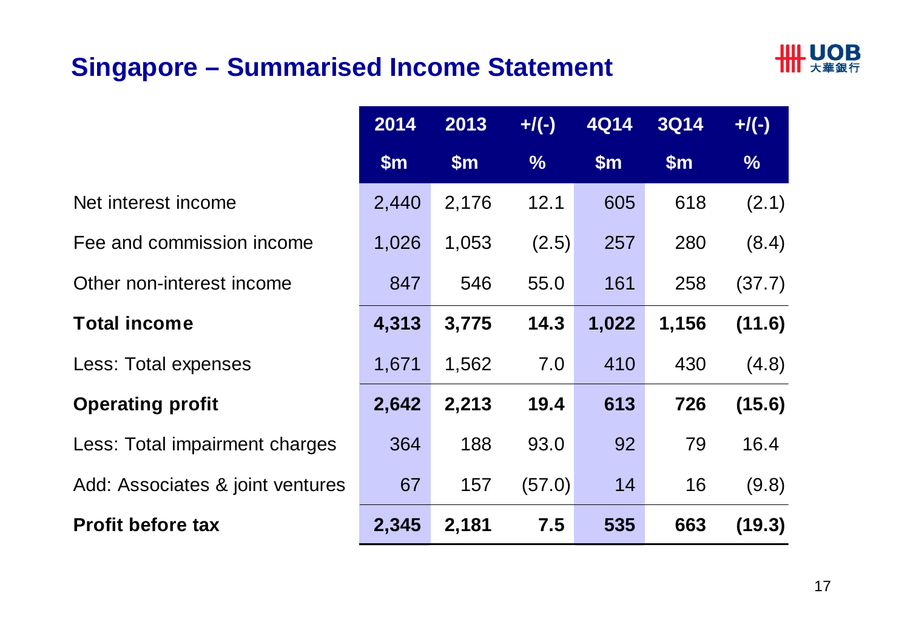# Singapore – Summarised Income Statement

| | 2014 | 2013 | +/(-) | 4Q14 | 3Q14 | +/(-) |
|---|---|---|---|---|---|---|
| | $m | $m | % | $m | $m | % |
| Net interest income | 2,440 | 2,176 | 12.1 | 605 | 618 | (2.1) |
| Fee and commission income | 1,026 | 1,053 | (2.5) | 257 | 280 | (8.4) |
| Other non-interest income | 847 | 546 | 55.0 | 161 | 258 | (37.7) |
| **Total income** | **4,313** | **3,775** | **14.3** | **1,022** | **1,156** | **(11.6)** |
| Less: Total expenses | 1,671 | 1,562 | 7.0 | 410 | 430 | (4.8) |
| **Operating profit** | **2,642** | **2,213** | **19.4** | **613** | **726** | **(15.6)** |
| Less: Total impairment charges | 364 | 188 | 93.0 | 92 | 79 | 16.4 |
| Add: Associates & joint ventures | 67 | 157 | (57.0) | 14 | 16 | (9.8) |
| **Profit before tax** | **2,345** | **2,181** | **7.5** | **535** | **663** | **(19.3)** |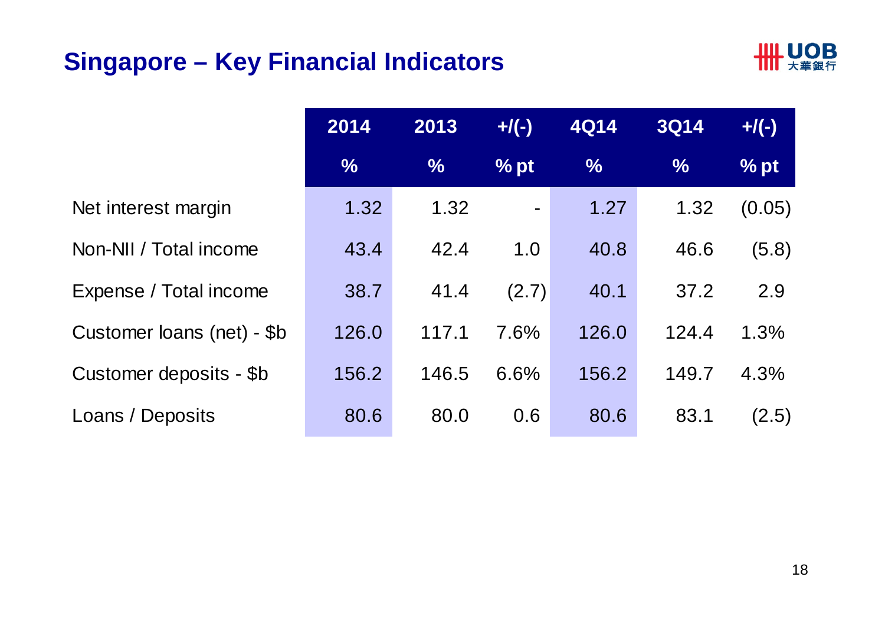# Singapore – Key Financial Indicators

| | 2014 | 2013 | +/(-) | 4Q14 | 3Q14 | +/(-) |
|---|---|---|---|---|---|---|
| | % | % | % pt | % | % | % pt |
| Net interest margin | 1.32 | 1.32 | - | 1.27 | 1.32 | (0.05) |
| Non-NII / Total income | 43.4 | 42.4 | 1.0 | 40.8 | 46.6 | (5.8) |
| Expense / Total income | 38.7 | 41.4 | (2.7) | 40.1 | 37.2 | 2.9 |
| Customer loans (net) - $b | 126.0 | 117.1 | 7.6% | 126.0 | 124.4 | 1.3% |
| Customer deposits - $b | 156.2 | 146.5 | 6.6% | 156.2 | 149.7 | 4.3% |
| Loans / Deposits | 80.6 | 80.0 | 0.6 | 80.6 | 83.1 | (2.5) |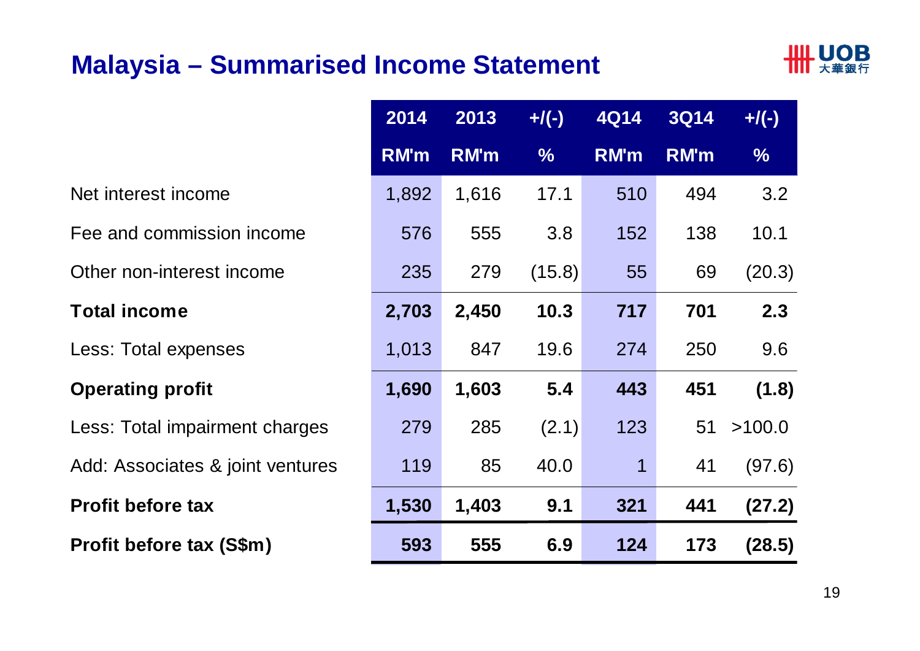# Malaysia – Summarised Income Statement

| | 2014 | 2013 | +/(-) | 4Q14 | 3Q14 | +/(-) |
|---|---|---|---|---|---|---|
| | RM'm | RM'm | % | RM'm | RM'm | % |
| Net interest income | 1,892 | 1,616 | 17.1 | 510 | 494 | 3.2 |
| Fee and commission income | 576 | 555 | 3.8 | 152 | 138 | 10.1 |
| Other non-interest income | 235 | 279 | (15.8) | 55 | 69 | (20.3) |
| **Total income** | **2,703** | **2,450** | **10.3** | **717** | **701** | **2.3** |
| Less: Total expenses | 1,013 | 847 | 19.6 | 274 | 250 | 9.6 |
| **Operating profit** | **1,690** | **1,603** | **5.4** | **443** | **451** | **(1.8)** |
| Less: Total impairment charges | 279 | 285 | (2.1) | 123 | 51 | >100.0 |
| Add: Associates & joint ventures | 119 | 85 | 40.0 | 1 | 41 | (97.6) |
| **Profit before tax** | **1,530** | **1,403** | **9.1** | **321** | **441** | **(27.2)** |
| **Profit before tax (S$m)** | **593** | **555** | **6.9** | **124** | **173** | **(28.5)** |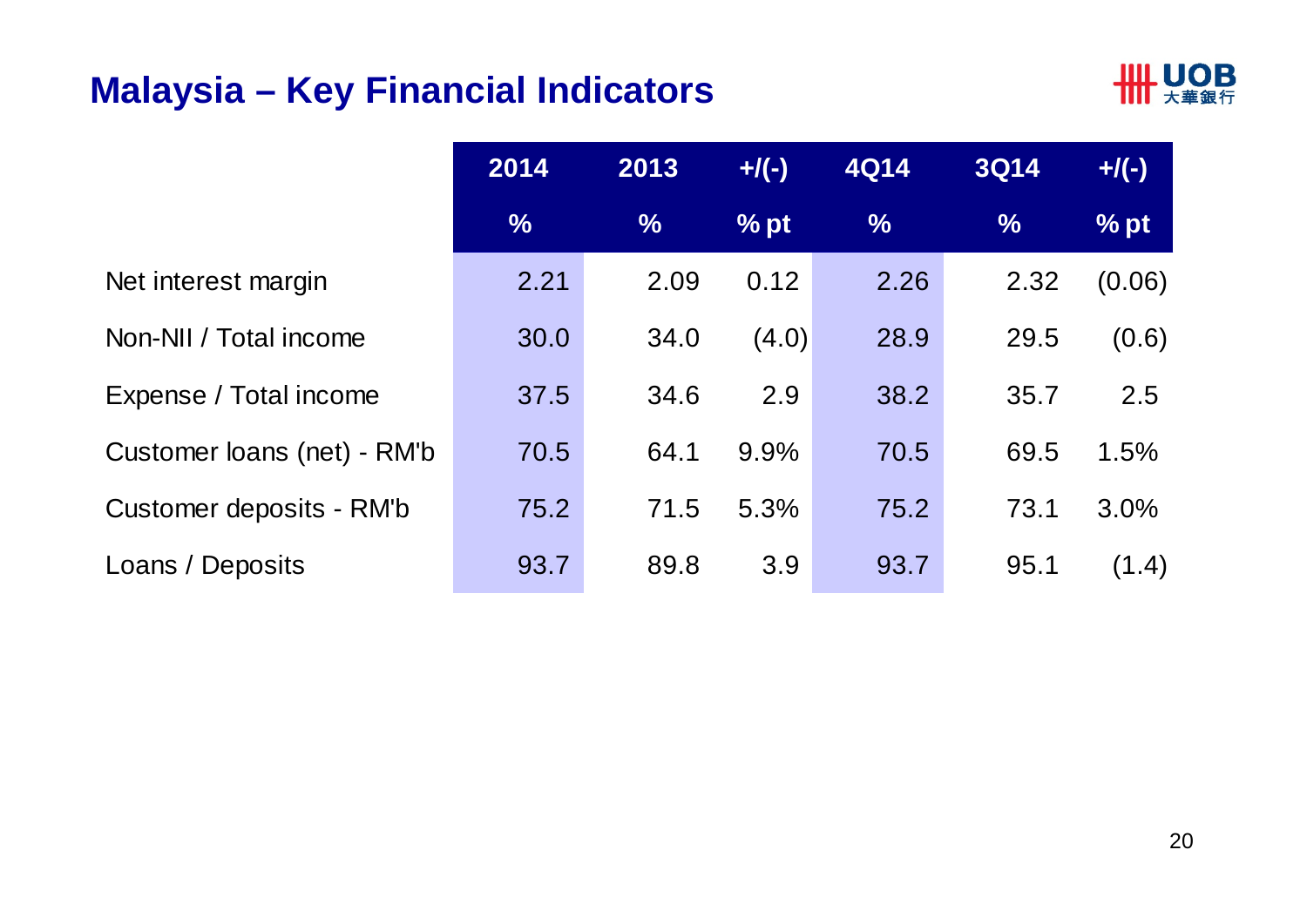# Malaysia – Key Financial Indicators

| | 2014 | 2013 | +/(-) | 4Q14 | 3Q14 | +/(-) |
|---|---|---|---|---|---|---|
| | % | % | % pt | % | % | % pt |
| Net interest margin | 2.21 | 2.09 | 0.12 | 2.26 | 2.32 | (0.06) |
| Non-NII / Total income | 30.0 | 34.0 | (4.0) | 28.9 | 29.5 | (0.6) |
| Expense / Total income | 37.5 | 34.6 | 2.9 | 38.2 | 35.7 | 2.5 |
| Customer loans (net) - RM'b | 70.5 | 64.1 | 9.9% | 70.5 | 69.5 | 1.5% |
| Customer deposits - RM'b | 75.2 | 71.5 | 5.3% | 75.2 | 73.1 | 3.0% |
| Loans / Deposits | 93.7 | 89.8 | 3.9 | 93.7 | 95.1 | (1.4) |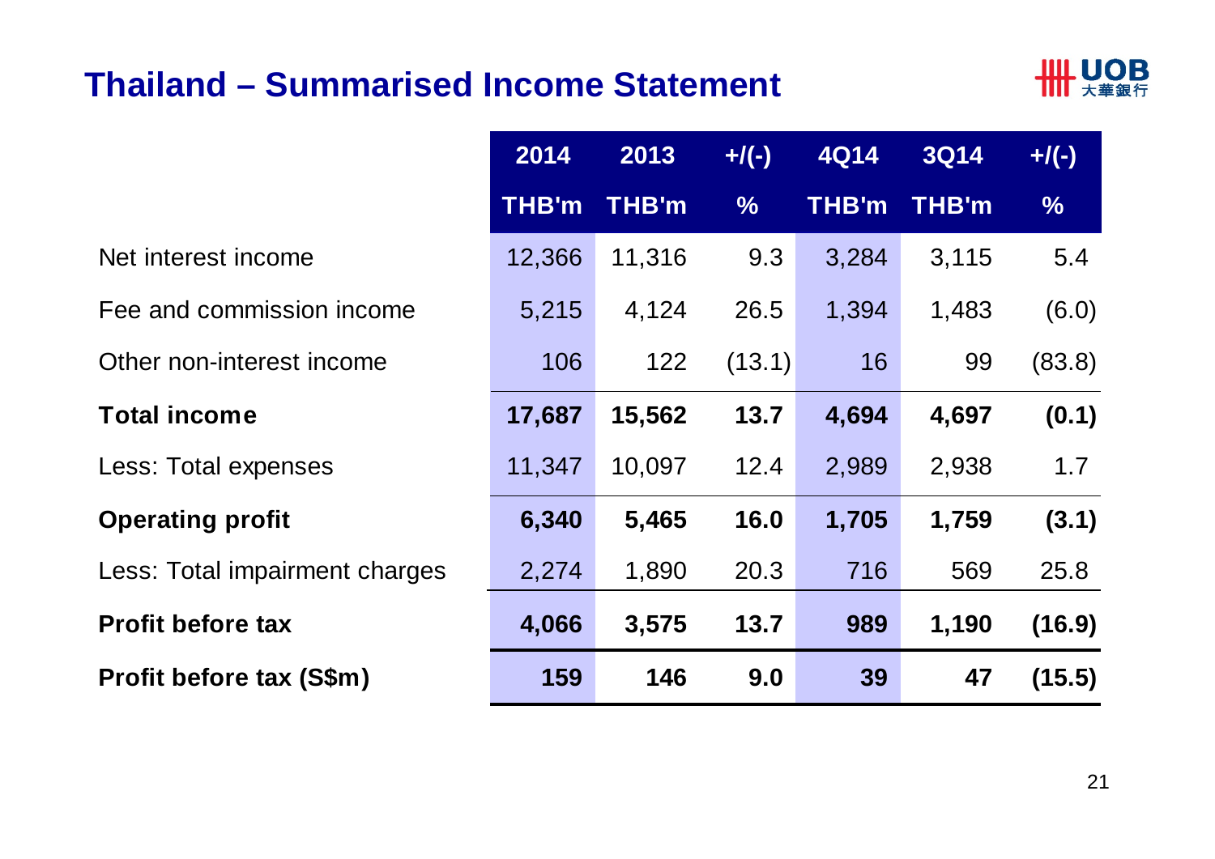# Thailand – Summarised Income Statement

| | 2014 | 2013 | +/(-) | 4Q14 | 3Q14 | +/(-) |
|---|---|---|---|---|---|---|
| | THB'm | THB'm | % | THB'm | THB'm | % |
| Net interest income | 12,366 | 11,316 | 9.3 | 3,284 | 3,115 | 5.4 |
| Fee and commission income | 5,215 | 4,124 | 26.5 | 1,394 | 1,483 | (6.0) |
| Other non-interest income | 106 | 122 | (13.1) | 16 | 99 | (83.8) |
| **Total income** | **17,687** | **15,562** | **13.7** | **4,694** | **4,697** | **(0.1)** |
| Less: Total expenses | 11,347 | 10,097 | 12.4 | 2,989 | 2,938 | 1.7 |
| **Operating profit** | **6,340** | **5,465** | **16.0** | **1,705** | **1,759** | **(3.1)** |
| Less: Total impairment charges | 2,274 | 1,890 | 20.3 | 716 | 569 | 25.8 |
| **Profit before tax** | **4,066** | **3,575** | **13.7** | **989** | **1,190** | **(16.9)** |
| **Profit before tax (S$m)** | **159** | **146** | **9.0** | **39** | **47** | **(15.5)** |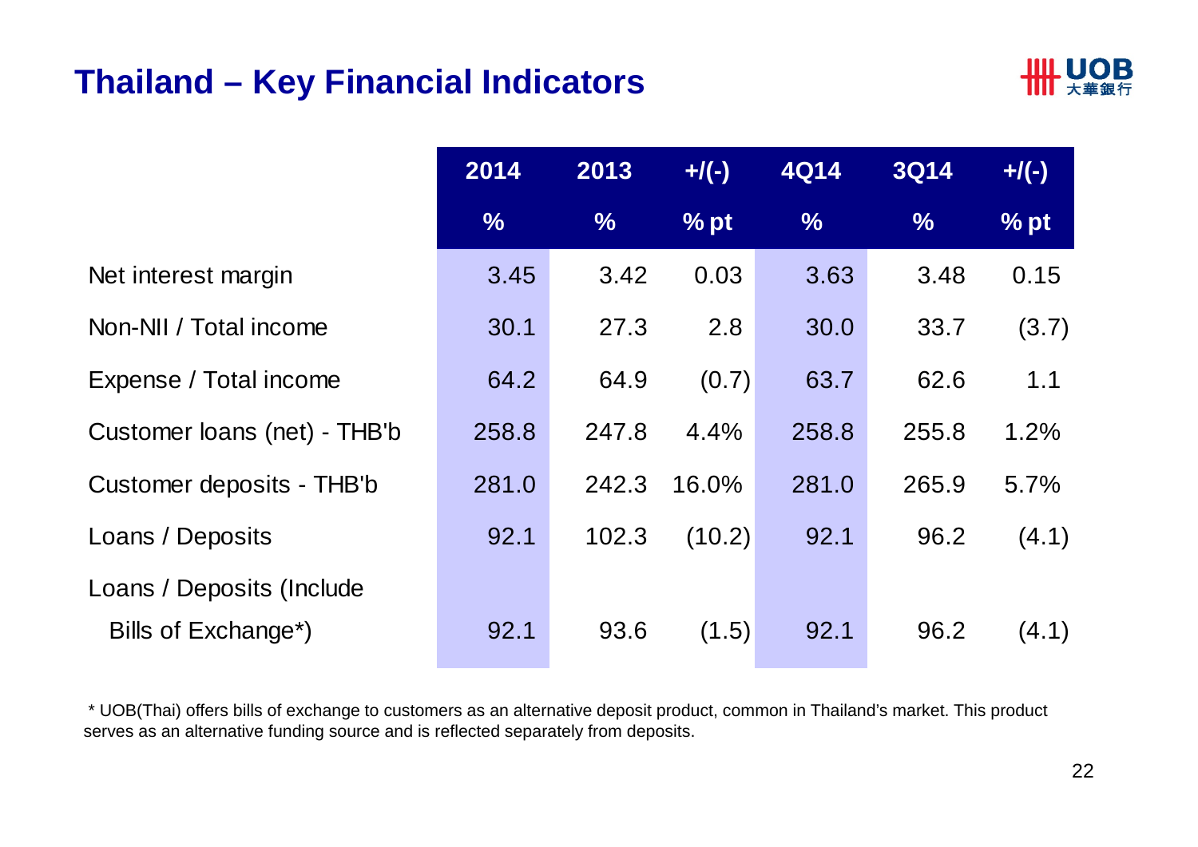# Thailand – Key Financial Indicators

| | 2014 | 2013 | +/(-) | 4Q14 | 3Q14 | +/(-) |
|---|---|---|---|---|---|---|
| | % | % | % pt | % | % | % pt |
| Net interest margin | 3.45 | 3.42 | 0.03 | 3.63 | 3.48 | 0.15 |
| Non-NII / Total income | 30.1 | 27.3 | 2.8 | 30.0 | 33.7 | (3.7) |
| Expense / Total income | 64.2 | 64.9 | (0.7) | 63.7 | 62.6 | 1.1 |
| Customer loans (net) - THB'b | 258.8 | 247.8 | 4.4% | 258.8 | 255.8 | 1.2% |
| Customer deposits - THB'b | 281.0 | 242.3 | 16.0% | 281.0 | 265.9 | 5.7% |
| Loans / Deposits | 92.1 | 102.3 | (10.2) | 92.1 | 96.2 | (4.1) |
| Loans / Deposits (Include Bills of Exchange*) | 92.1 | 93.6 | (1.5) | 92.1 | 96.2 | (4.1) |

* UOB(Thai) offers bills of exchange to customers as an alternative deposit product, common in Thailand's market. This product serves as an alternative funding source and is reflected separately from deposits.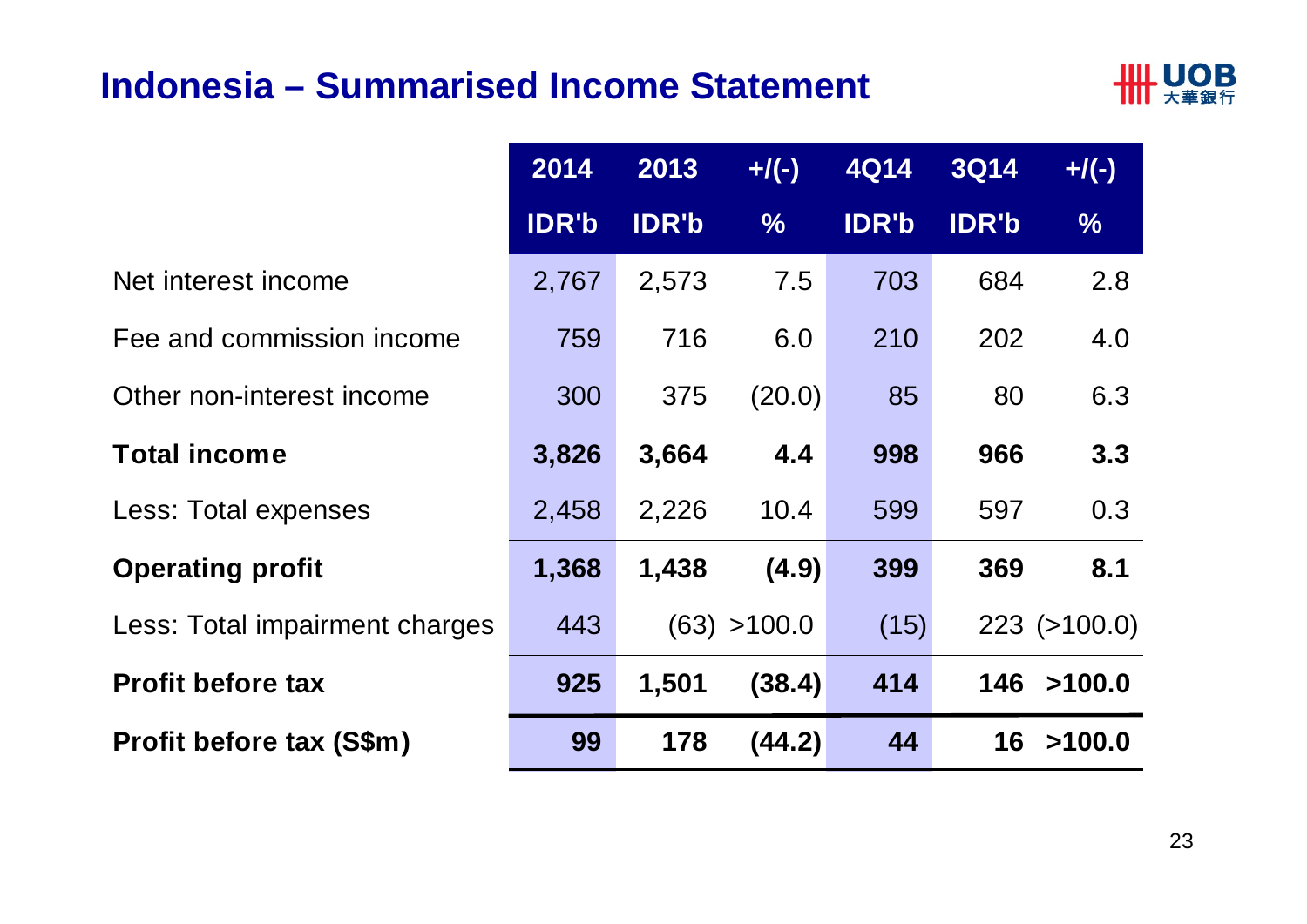# Indonesia – Summarised Income Statement

| | 2014 IDR'b | 2013 IDR'b | +/(-) % | 4Q14 IDR'b | 3Q14 IDR'b | +/(-) % |
|---|---|---|---|---|---|---|
| Net interest income | 2,767 | 2,573 | 7.5 | 703 | 684 | 2.8 |
| Fee and commission income | 759 | 716 | 6.0 | 210 | 202 | 4.0 |
| Other non-interest income | 300 | 375 | (20.0) | 85 | 80 | 6.3 |
| **Total income** | **3,826** | **3,664** | **4.4** | **998** | **966** | **3.3** |
| Less: Total expenses | 2,458 | 2,226 | 10.4 | 599 | 597 | 0.3 |
| **Operating profit** | **1,368** | **1,438** | **(4.9)** | **399** | **369** | **8.1** |
| Less: Total impairment charges | 443 | (63) | >100.0 | (15) | 223 | (>100.0) |
| **Profit before tax** | **925** | **1,501** | **(38.4)** | **414** | **146** | **>100.0** |
| **Profit before tax (S$m)** | **99** | **178** | **(44.2)** | **44** | **16** | **>100.0** |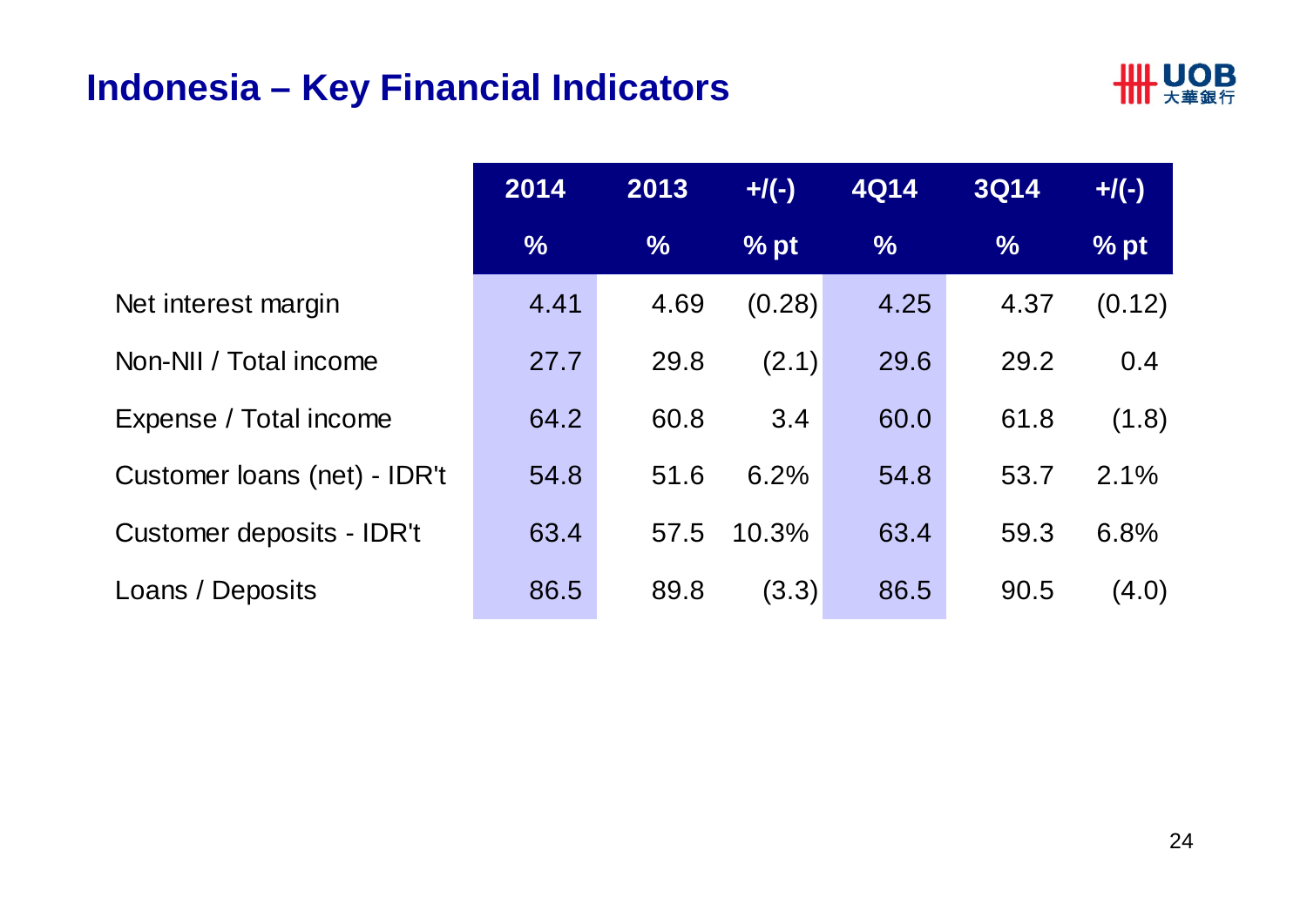# Indonesia – Key Financial Indicators

| | 2014 | 2013 | +/(-) | 4Q14 | 3Q14 | +/(-) |
|---|---|---|---|---|---|---|
| | % | % | % pt | % | % | % pt |
| Net interest margin | 4.41 | 4.69 | (0.28) | 4.25 | 4.37 | (0.12) |
| Non-NII / Total income | 27.7 | 29.8 | (2.1) | 29.6 | 29.2 | 0.4 |
| Expense / Total income | 64.2 | 60.8 | 3.4 | 60.0 | 61.8 | (1.8) |
| Customer loans (net) - IDR't | 54.8 | 51.6 | 6.2% | 54.8 | 53.7 | 2.1% |
| Customer deposits - IDR't | 63.4 | 57.5 | 10.3% | 63.4 | 59.3 | 6.8% |
| Loans / Deposits | 86.5 | 89.8 | (3.3) | 86.5 | 90.5 | (4.0) |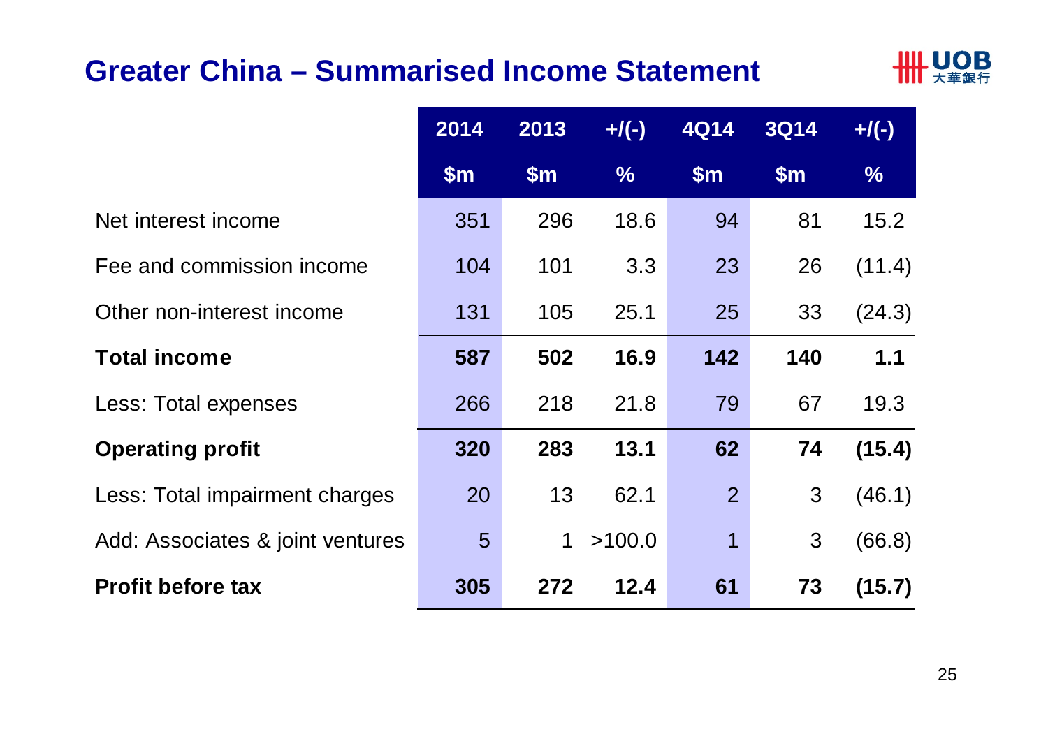# Greater China – Summarised Income Statement

| | 2014 | 2013 | +/(-) | 4Q14 | 3Q14 | +/(-) |
|---|---|---|---|---|---|---|
| | $m | $m | % | $m | $m | % |
| Net interest income | 351 | 296 | 18.6 | 94 | 81 | 15.2 |
| Fee and commission income | 104 | 101 | 3.3 | 23 | 26 | (11.4) |
| Other non-interest income | 131 | 105 | 25.1 | 25 | 33 | (24.3) |
| **Total income** | **587** | **502** | **16.9** | **142** | **140** | **1.1** |
| Less: Total expenses | 266 | 218 | 21.8 | 79 | 67 | 19.3 |
| **Operating profit** | **320** | **283** | **13.1** | **62** | **74** | **(15.4)** |
| Less: Total impairment charges | 20 | 13 | 62.1 | 2 | 3 | (46.1) |
| Add: Associates & joint ventures | 5 | 1 | >100.0 | 1 | 3 | (66.8) |
| **Profit before tax** | **305** | **272** | **12.4** | **61** | **73** | **(15.7)** |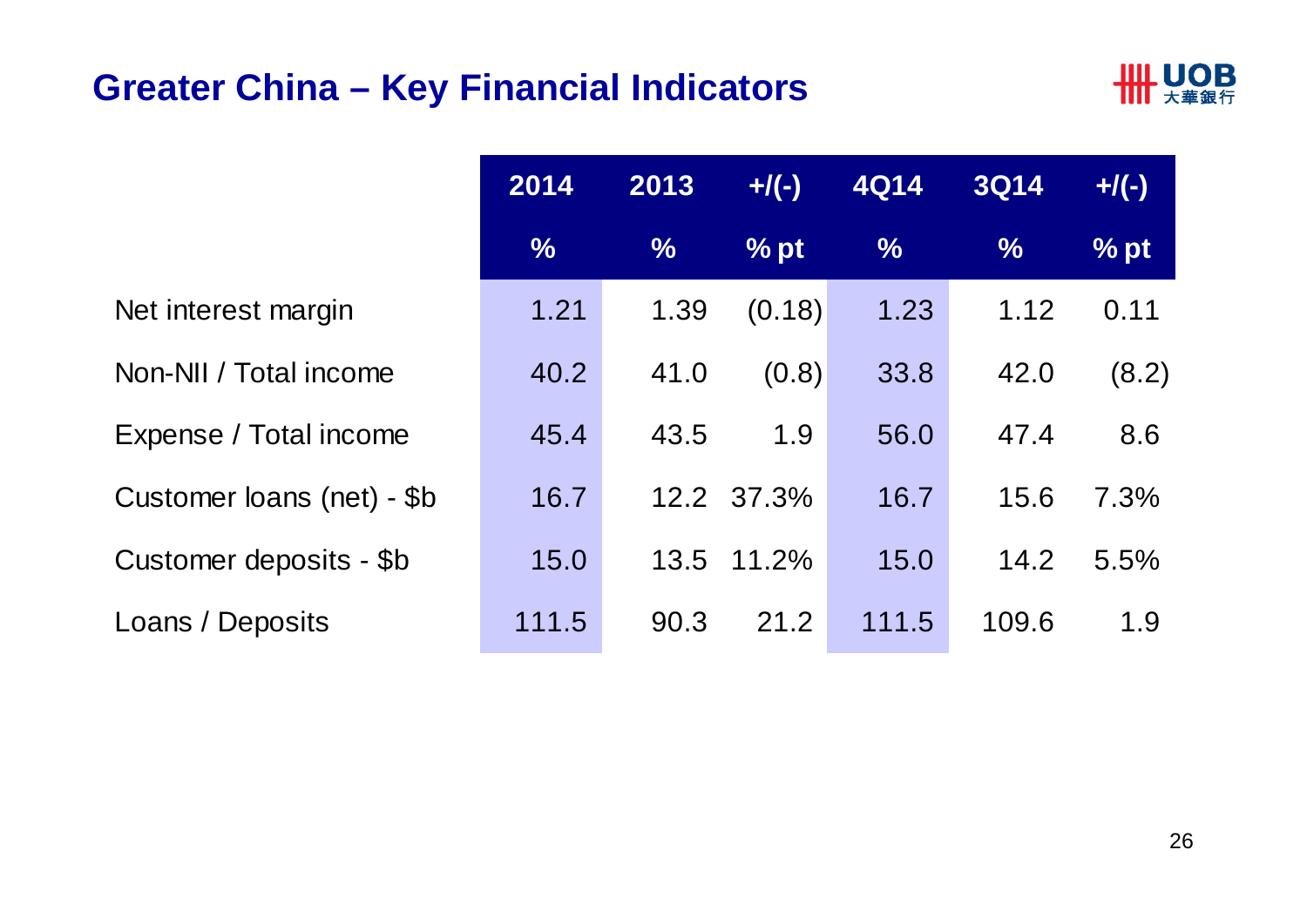## Greater China – Key Financial Indicators

| | 2014 | 2013 | +/(-) | 4Q14 | 3Q14 | +/(-) |
|---|---|---|---|---|---|---|
| | % | % | % pt | % | % | % pt |
| Net interest margin | 1.21 | 1.39 | (0.18) | 1.23 | 1.12 | 0.11 |
| Non-NII / Total income | 40.2 | 41.0 | (0.8) | 33.8 | 42.0 | (8.2) |
| Expense / Total income | 45.4 | 43.5 | 1.9 | 56.0 | 47.4 | 8.6 |
| Customer loans (net) - $b | 16.7 | 12.2 | 37.3% | 16.7 | 15.6 | 7.3% |
| Customer deposits - $b | 15.0 | 13.5 | 11.2% | 15.0 | 14.2 | 5.5% |
| Loans / Deposits | 111.5 | 90.3 | 21.2 | 111.5 | 109.6 | 1.9 |